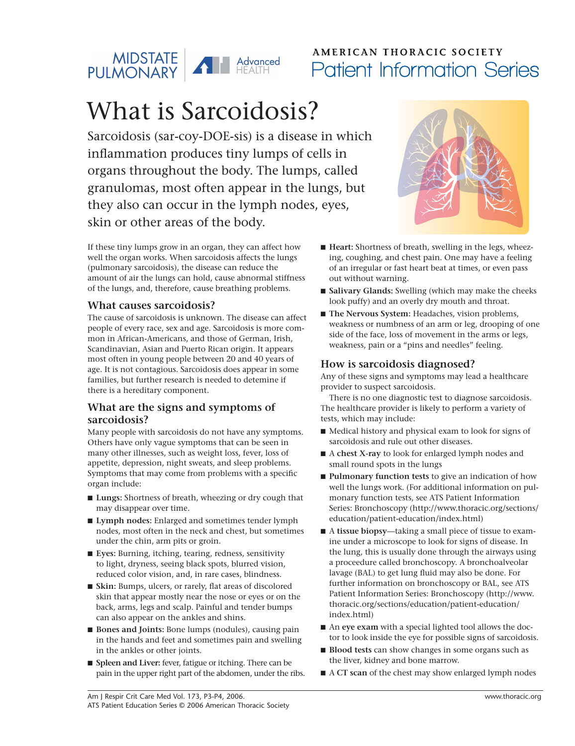MIDSTATE PULMONARY | Advanced HEALTH

AMERICAN THORACIC SOCIETY
Patient Information Series

# What is Sarcoidosis?

Sarcoidosis (sar-coy-DOE-sis) is a disease in which inflammation produces tiny lumps of cells in organs throughout the body. The lumps, called granulomas, most often appear in the lungs, but they also can occur in the lymph nodes, eyes, skin or other areas of the body.

If these tiny lumps grow in an organ, they can affect how well the organ works. When sarcoidosis affects the lungs (pulmonary sarcoidosis), the disease can reduce the amount of air the lungs can hold, cause abnormal stiffness of the lungs, and, therefore, cause breathing problems.

## What causes sarcoidosis?

The cause of sarcoidosis is unknown. The disease can affect people of every race, sex and age. Sarcoidosis is more common in African-Americans, and those of German, Irish, Scandinavian, Asian and Puerto Rican origin. It appears most often in young people between 20 and 40 years of age. It is not contagious. Sarcoidosis does appear in some families, but further research is needed to detemine if there is a hereditary component.

## What are the signs and symptoms of sarcoidosis?

Many people with sarcoidosis do not have any symptoms. Others have only vague symptoms that can be seen in many other illnesses, such as weight loss, fever, loss of appetite, depression, night sweats, and sleep problems. Symptoms that may come from problems with a specific organ include:

- **Lungs:** Shortness of breath, wheezing or dry cough that may disappear over time.
- **Lymph nodes:** Enlarged and sometimes tender lymph nodes, most often in the neck and chest, but sometimes under the chin, arm pits or groin.
- **Eyes:** Burning, itching, tearing, redness, sensitivity to light, dryness, seeing black spots, blurred vision, reduced color vision, and, in rare cases, blindness.
- **Skin:** Bumps, ulcers, or rarely, flat areas of discolored skin that appear mostly near the nose or eyes or on the back, arms, legs and scalp. Painful and tender bumps can also appear on the ankles and shins.
- **Bones and Joints:** Bone lumps (nodules), causing pain in the hands and feet and sometimes pain and swelling in the ankles or other joints.
- **Spleen and Liver:** fever, fatigue or itching. There can be pain in the upper right part of the abdomen, under the ribs.
- **Heart:** Shortness of breath, swelling in the legs, wheezing, coughing, and chest pain. One may have a feeling of an irregular or fast heart beat at times, or even pass out without warning.
- **Salivary Glands:** Swelling (which may make the cheeks look puffy) and an overly dry mouth and throat.
- **The Nervous System:** Headaches, vision problems, weakness or numbness of an arm or leg, drooping of one side of the face, loss of movement in the arms or legs, weakness, pain or a "pins and needles" feeling.

## How is sarcoidosis diagnosed?

Any of these signs and symptoms may lead a healthcare provider to suspect sarcoidosis.

There is no one diagnostic test to diagnose sarcoidosis. The healthcare provider is likely to perform a variety of tests, which may include:

- Medical history and physical exam to look for signs of sarcoidosis and rule out other diseases.
- A **chest X-ray** to look for enlarged lymph nodes and small round spots in the lungs
- **Pulmonary function tests** to give an indication of how well the lungs work. (For additional information on pulmonary function tests, see ATS Patient Information Series: Bronchoscopy (http://www.thoracic.org/sections/education/patient-education/index.html)
- A **tissue biopsy**—taking a small piece of tissue to examine under a microscope to look for signs of disease. In the lung, this is usually done through the airways using a proceedure called bronchoscopy. A bronchoalveolar lavage (BAL) to get lung fluid may also be done. For further information on bronchoscopy or BAL, see ATS Patient Information Series: Bronchoscopy (http://www.thoracic.org/sections/education/patient-education/index.html)
- An **eye exam** with a special lighted tool allows the doctor to look inside the eye for possible signs of sarcoidosis.
- **Blood tests** can show changes in some organs such as the liver, kidney and bone marrow.
- A **CT scan** of the chest may show enlarged lymph nodes

Am J Respir Crit Care Med Vol. 173, P3-P4, 2006.
ATS Patient Education Series © 2006 American Thoracic Society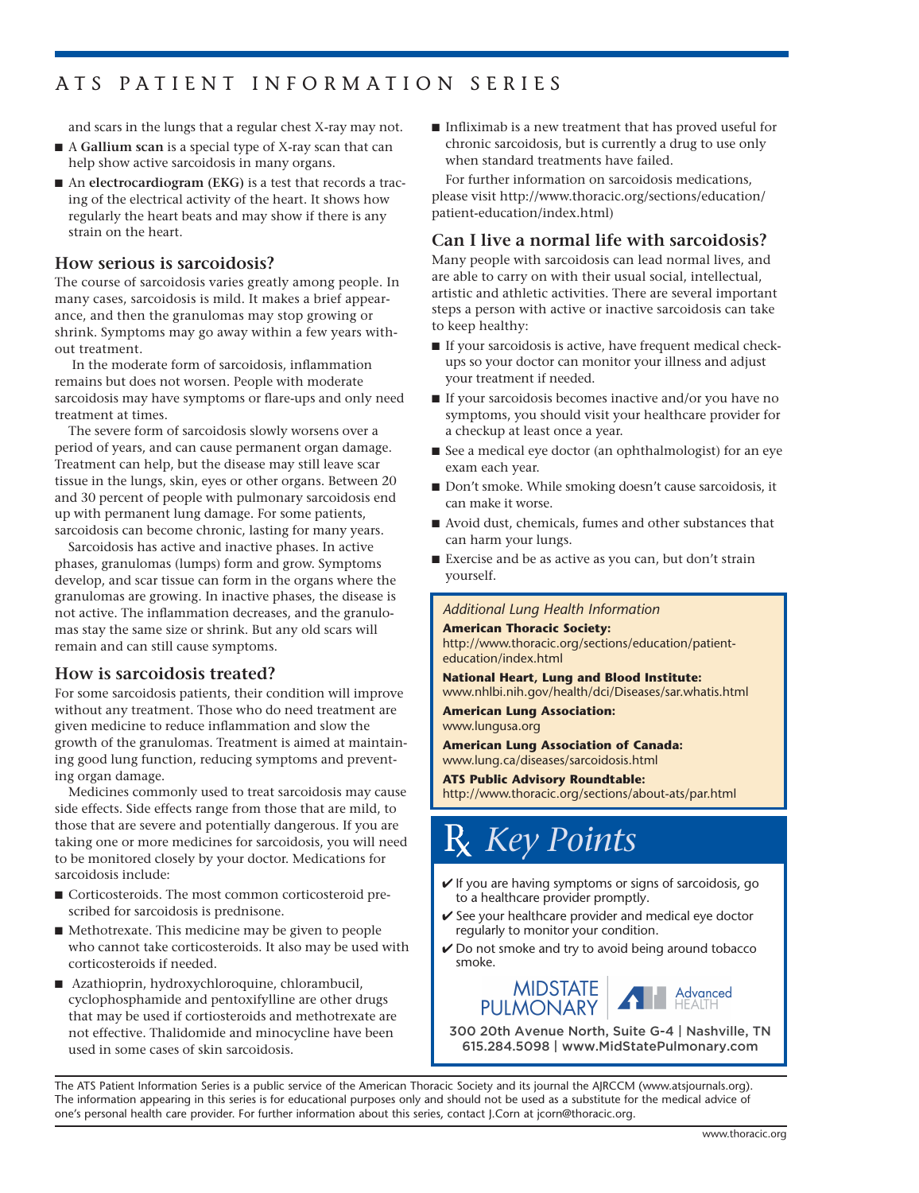and scars in the lungs that a regular chest X-ray may not.

- A **Gallium scan** is a special type of X-ray scan that can help show active sarcoidosis in many organs.
- An **electrocardiogram (EKG)** is a test that records a tracing of the electrical activity of the heart. It shows how regularly the heart beats and may show if there is any strain on the heart.

## How serious is sarcoidosis?

The course of sarcoidosis varies greatly among people. In many cases, sarcoidosis is mild. It makes a brief appearance, and then the granulomas may stop growing or shrink. Symptoms may go away within a few years without treatment.

In the moderate form of sarcoidosis, inflammation remains but does not worsen. People with moderate sarcoidosis may have symptoms or flare-ups and only need treatment at times.

The severe form of sarcoidosis slowly worsens over a period of years, and can cause permanent organ damage. Treatment can help, but the disease may still leave scar tissue in the lungs, skin, eyes or other organs. Between 20 and 30 percent of people with pulmonary sarcoidosis end up with permanent lung damage. For some patients, sarcoidosis can become chronic, lasting for many years.

Sarcoidosis has active and inactive phases. In active phases, granulomas (lumps) form and grow. Symptoms develop, and scar tissue can form in the organs where the granulomas are growing. In inactive phases, the disease is not active. The inflammation decreases, and the granulomas stay the same size or shrink. But any old scars will remain and can still cause symptoms.

## How is sarcoidosis treated?

For some sarcoidosis patients, their condition will improve without any treatment. Those who do need treatment are given medicine to reduce inflammation and slow the growth of the granulomas. Treatment is aimed at maintaining good lung function, reducing symptoms and preventing organ damage.

Medicines commonly used to treat sarcoidosis may cause side effects. Side effects range from those that are mild, to those that are severe and potentially dangerous. If you are taking one or more medicines for sarcoidosis, you will need to be monitored closely by your doctor. Medications for sarcoidosis include:

- Corticosteroids. The most common corticosteroid prescribed for sarcoidosis is prednisone.
- Methotrexate. This medicine may be given to people who cannot take corticosteroids. It also may be used with corticosteroids if needed.
- Azathioprin, hydroxychloroquine, chlorambucil, cyclophosphamide and pentoxifylline are other drugs that may be used if cortiosteroids and methotrexate are not effective. Thalidomide and minocycline have been used in some cases of skin sarcoidosis.
- Infliximab is a new treatment that has proved useful for chronic sarcoidosis, but is currently a drug to use only when standard treatments have failed.

For further information on sarcoidosis medications, please visit http://www.thoracic.org/sections/education/patient-education/index.html)

## Can I live a normal life with sarcoidosis?

Many people with sarcoidosis can lead normal lives, and are able to carry on with their usual social, intellectual, artistic and athletic activities. There are several important steps a person with active or inactive sarcoidosis can take to keep healthy:

- If your sarcoidosis is active, have frequent medical checkups so your doctor can monitor your illness and adjust your treatment if needed.
- If your sarcoidosis becomes inactive and/or you have no symptoms, you should visit your healthcare provider for a checkup at least once a year.
- See a medical eye doctor (an ophthalmologist) for an eye exam each year.
- Don't smoke. While smoking doesn't cause sarcoidosis, it can make it worse.
- Avoid dust, chemicals, fumes and other substances that can harm your lungs.
- Exercise and be as active as you can, but don't strain yourself.

*Additional Lung Health Information*

**American Thoracic Society:**
http://www.thoracic.org/sections/education/patient-education/index.html

**National Heart, Lung and Blood Institute:**
www.nhlbi.nih.gov/health/dci/Diseases/sar.whatis.html

**American Lung Association:**
www.lungusa.org

**American Lung Association of Canada:**
www.lung.ca/diseases/sarcoidosis.html

**ATS Public Advisory Roundtable:**
http://www.thoracic.org/sections/about-ats/par.html

## ℞ *Key Points*

- ✔ If you are having symptoms or signs of sarcoidosis, go to a healthcare provider promptly.
- ✔ See your healthcare provider and medical eye doctor regularly to monitor your condition.
- ✔ Do not smoke and try to avoid being around tobacco smoke.

MIDSTATE PULMONARY | Advanced HEALTH

300 20th Avenue North, Suite G-4 | Nashville, TN
615.284.5098 | www.MidStatePulmonary.com

The ATS Patient Information Series is a public service of the American Thoracic Society and its journal the AJRCCM (www.atsjournals.org). The information appearing in this series is for educational purposes only and should not be used as a substitute for the medical advice of one's personal health care provider. For further information about this series, contact J.Corn at jcorn@thoracic.org.